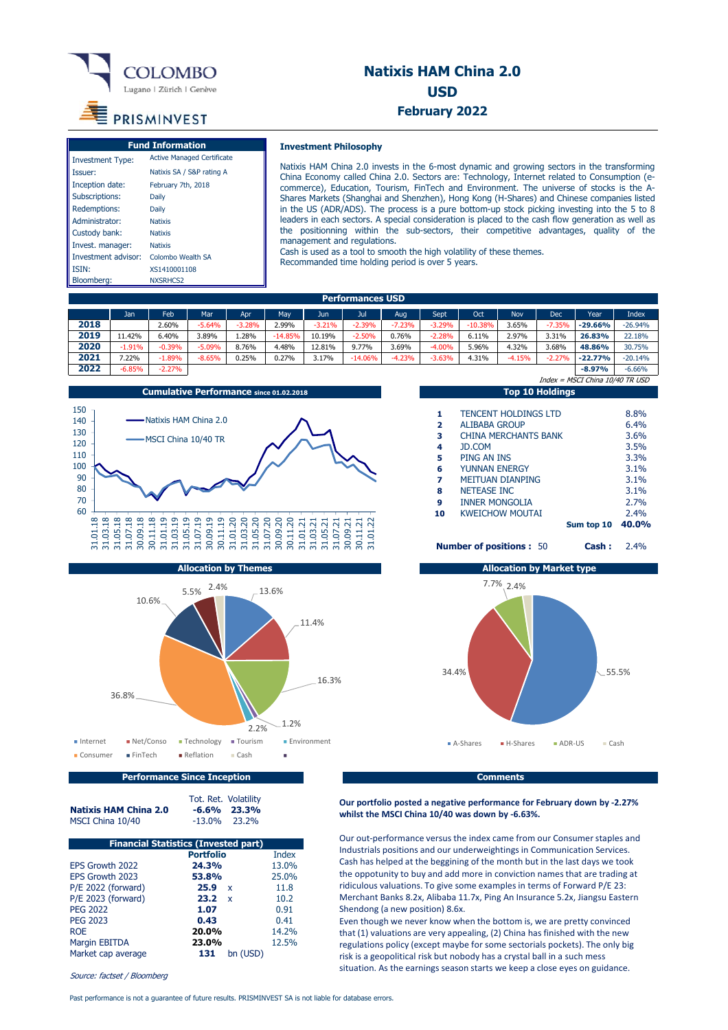COLOMBO
Lugano | Zürich | Genève

PRISMINVEST

# Natixis HAM China 2.0
## USD
## February 2022

| Fund Information | |
|---|---|
| Investment Type: | Active Managed Certificate |
| Issuer: | Natixis SA / S&P rating A |
| Inception date: | February 7th, 2018 |
| Subscriptions: | Daily |
| Redemptions: | Daily |
| Administrator: | Natixis |
| Custody bank: | Natixis |
| Invest. manager: | Natixis |
| Investment advisor: | Colombo Wealth SA |
| ISIN: | XS1410001108 |
| Bloomberg: | NXSRHCS2 |

### Investment Philosophy

Natixis HAM China 2.0 invests in the 6-most dynamic and growing sectors in the transforming China Economy called China 2.0. Sectors are: Technology, Internet related to Consumption (e-commerce), Education, Tourism, FinTech and Environment. The universe of stocks is the A-Shares Markets (Shanghai and Shenzhen), Hong Kong (H-Shares) and Chinese companies listed in the US (ADR/ADS). The process is a pure bottom-up stock picking investing into the 5 to 8 leaders in each sectors. A special consideration is placed to the cash flow generation as well as the positionning within the sub-sectors, their competitive advantages, quality of the management and regulations.
Cash is used as a tool to smooth the high volatility of these themes.
Recommanded time holding period is over 5 years.

### Performances USD

| | Jan | Feb | Mar | Apr | May | Jun | Jul | Aug | Sept | Oct | Nov | Dec | Year | Index |
|---|---|---|---|---|---|---|---|---|---|---|---|---|---|---|
| **2018** | | 2.60% | -5.64% | -3.28% | 2.99% | -3.21% | -2.39% | -7.23% | -3.29% | -10.38% | 3.65% | -7.35% | **-29.66%** | -26.94% |
| **2019** | 11.42% | 6.40% | 3.89% | 1.28% | -14.85% | 10.19% | -2.50% | 0.76% | -2.28% | 6.11% | 2.97% | 3.31% | **26.83%** | 22.18% |
| **2020** | -1.91% | -0.39% | -5.09% | 8.76% | 4.48% | 12.81% | 9.77% | 3.69% | -4.00% | 5.96% | 4.32% | 3.68% | **48.86%** | 30.75% |
| **2021** | 7.22% | -1.89% | -8.65% | 0.25% | 0.27% | 3.17% | -14.06% | -4.23% | -3.63% | 4.31% | -4.15% | -2.27% | **-22.77%** | -20.14% |
| **2022** | -6.85% | -2.27% | | | | | | | | | | | **-8.97%** | -6.66% |

*Index = MSCI China 10/40 TR USD*

### Cumulative Performance since 01.02.2018

Natixis HAM China 2.0 / MSCI China 10/40 TR

### Top 10 Holdings

| | | |
|---|---|---|
| 1 | TENCENT HOLDINGS LTD | 8.8% |
| 2 | ALIBABA GROUP | 6.4% |
| 3 | CHINA MERCHANTS BANK | 3.6% |
| 4 | JD.COM | 3.5% |
| 5 | PING AN INS | 3.3% |
| 6 | YUNNAN ENERGY | 3.1% |
| 7 | MEITUAN DIANPING | 3.1% |
| 8 | NETEASE INC | 3.1% |
| 9 | INNER MONGOLIA | 2.7% |
| 10 | KWEICHOW MOUTAI | 2.4% |
| | **Sum top 10** | **40.0%** |

**Number of positions :** 50 **Cash :** 2.4%

### Allocation by Themes

Internet 13.6%, Net/Conso 11.4%, Technology 16.3%, Tourism 1.2%, Environment 2.2%, Consumer 36.8%, FinTech 10.6%, Reflation 5.5%, Cash 2.4%

### Allocation by Market type

A-Shares 55.5%, H-Shares 34.4%, ADR-US 7.7%, Cash 2.4%

### Performance Since Inception

| | Tot. Ret. | Volatility |
|---|---|---|
| **Natixis HAM China 2.0** | **-6.6%** | **23.3%** |
| MSCI China 10/40 | -13.0% | 23.2% |

### Financial Statistics (Invested part)

| | Portfolio | Index |
|---|---|---|
| EPS Growth 2022 | **24.3%** | 13.0% |
| EPS Growth 2023 | **53.8%** | 25.0% |
| P/E 2022 (forward) | **25.9** x | 11.8 |
| P/E 2023 (forward) | **23.2** x | 10.2 |
| PEG 2022 | **1.07** | 0.91 |
| PEG 2023 | **0.43** | 0.41 |
| ROE | **20.0%** | 14.2% |
| Margin EBITDA | **23.0%** | 12.5% |
| Market cap average | **131** bn (USD) | |

*Source: factset / Bloomberg*

### Comments

**Our portfolio posted a negative performance for February down by -2.27% whilst the MSCI China 10/40 was down by -6.63%.**

Our out-performance versus the index came from our Consumer staples and Industrials positions and our underweightings in Communication Services. Cash has helped at the beggining of the month but in the last days we took the opportunity to buy and add more in conviction names that are trading at ridiculous valuations. To give some examples in terms of Forward P/E 23: Merchant Banks 8.2x, Alibaba 11.7x, Ping An Insurance 5.2x, Jiangsu Eastern Shendong (a new position) 8.6x.
Even though we never know when the bottom is, we are pretty convinced that (1) valuations are very appealing, (2) China has finished with the new regulations policy (except maybe for some sectorials pockets). The only big risk is a geopolitical risk but nobody has a crystal ball in a such mess situation. As the earnings season starts we keep a close eyes on guidance.

Past performance is not a guarantee of future results. PRISMINVEST SA is not liable for database errors.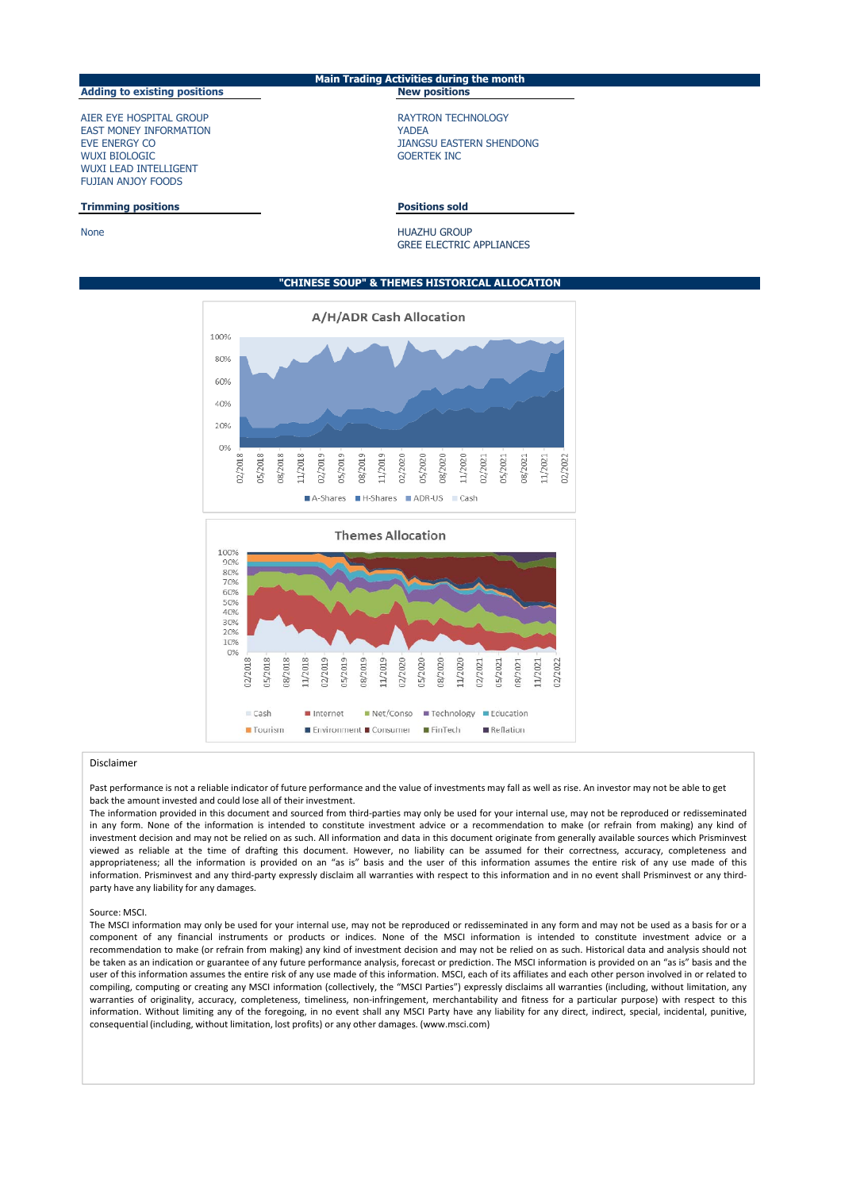## Main Trading Activities during the month

### Adding to existing positions

AIER EYE HOSPITAL GROUP
EAST MONEY INFORMATION
EVE ENERGY CO
WUXI BIOLOGIC
WUXI LEAD INTELLIGENT
FUJIAN ANJOY FOODS

### New positions

RAYTRON TECHNOLOGY
YADEA
JIANGSU EASTERN SHENDONG
GOERTEK INC

### Trimming positions

None

### Positions sold

HUAZHU GROUP
GREE ELECTRIC APPLIANCES

## "CHINESE SOUP" & THEMES HISTORICAL ALLOCATION

A/H/ADR Cash Allocation

100%
80%
60%
40%
20%
0%

02/2018 05/2018 08/2018 11/2018 02/2019 05/2019 08/2019 11/2019 02/2020 05/2020 08/2020 11/2020 02/2021 05/2021 08/2021 11/2021 02/2022

A-Shares H-Shares ADR-US Cash

Themes Allocation

100%
90%
80%
70%
60%
50%
40%
30%
20%
10%
0%

02/2018 05/2018 08/2018 11/2018 02/2019 05/2019 08/2019 11/2019 02/2020 05/2020 08/2020 11/2020 02/2021 05/2021 08/2021 11/2021 02/2022

Cash Internet Net/Conso Technology Education
Tourism Environment Consumer FinTech Reflation

Disclaimer

Past performance is not a reliable indicator of future performance and the value of investments may fall as well as rise. An investor may not be able to get back the amount invested and could lose all of their investment.
The information provided in this document and sourced from third-parties may only be used for your internal use, may not be reproduced or redisseminated in any form. None of the information is intended to constitute investment advice or a recommendation to make (or refrain from making) any kind of investment decision and may not be relied on as such. All information and data in this document originate from generally available sources which Prisminvest viewed as reliable at the time of drafting this document. However, no liability can be assumed for their correctness, accuracy, completeness and appropriateness; all the information is provided on an "as is" basis and the user of this information assumes the entire risk of any use made of this information. Prisminvest and any third-party expressly disclaim all warranties with respect to this information and in no event shall Prisminvest or any third-party have any liability for any damages.

Source: MSCI.
The MSCI information may only be used for your internal use, may not be reproduced or redisseminated in any form and may not be used as a basis for or a component of any financial instruments or products or indices. None of the MSCI information is intended to constitute investment advice or a recommendation to make (or refrain from making) any kind of investment decision and may not be relied on as such. Historical data and analysis should not be taken as an indication or guarantee of any future performance analysis, forecast or prediction. The MSCI information is provided on an "as is" basis and the user of this information assumes the entire risk of any use made of this information. MSCI, each of its affiliates and each other person involved in or related to compiling, computing or creating any MSCI information (collectively, the "MSCI Parties") expressly disclaims all warranties (including, without limitation, any warranties of originality, accuracy, completeness, timeliness, non-infringement, merchantability and fitness for a particular purpose) with respect to this information. Without limiting any of the foregoing, in no event shall any MSCI Party have any liability for any direct, indirect, special, incidental, punitive, consequential (including, without limitation, lost profits) or any other damages. (www.msci.com)